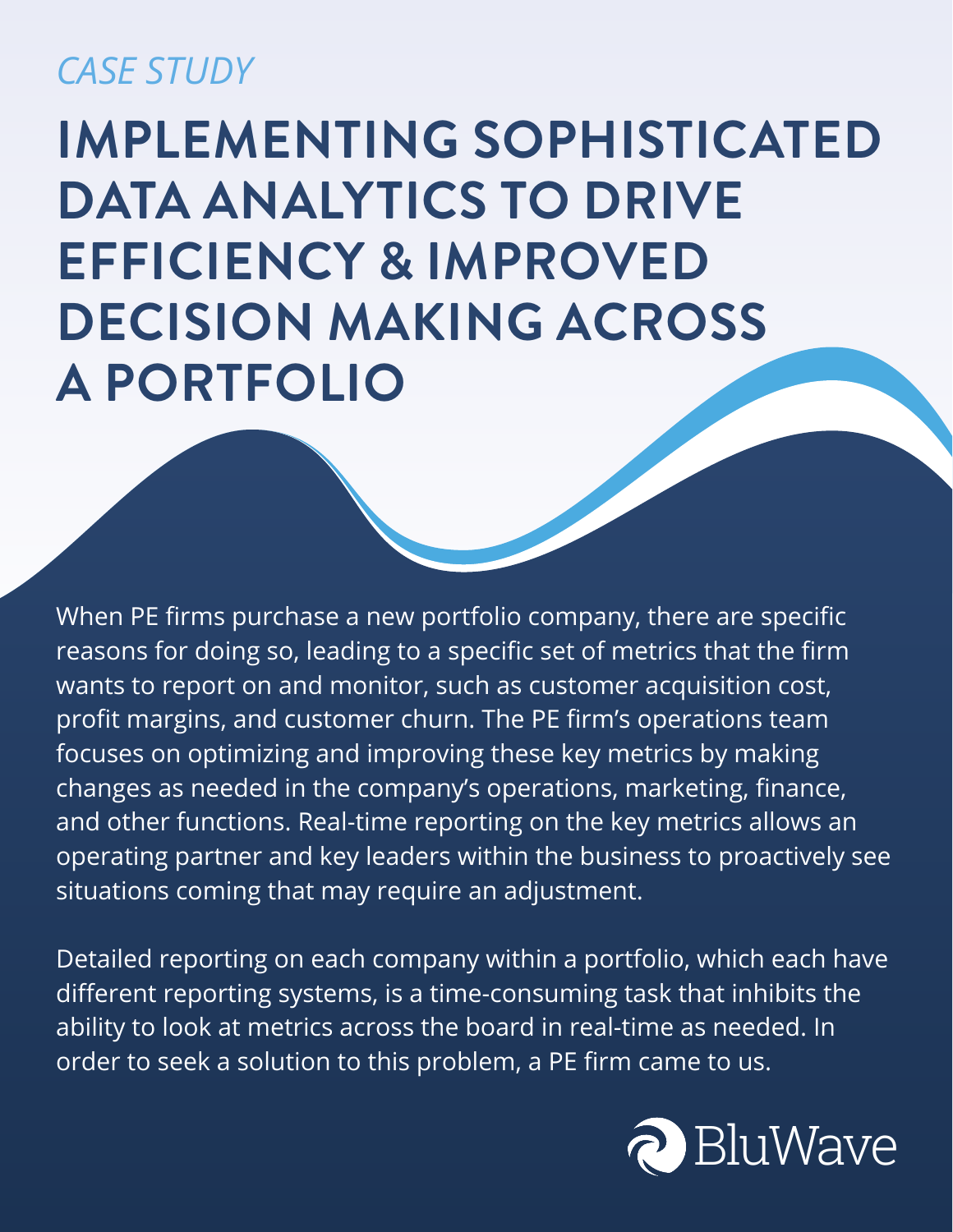*CASE STUDY*

# IMPLEMENTING SOPHISTICATED DATA ANALYTICS TO DRIVE EFFICIENCY & IMPROVED DECISION MAKING ACROSS A PORTFOLIO

When PE firms purchase a new portfolio company, there are specific reasons for doing so, leading to a specific set of metrics that the firm wants to report on and monitor, such as customer acquisition cost, profit margins, and customer churn. The PE firm's operations team focuses on optimizing and improving these key metrics by making changes as needed in the company's operations, marketing, finance, and other functions. Real-time reporting on the key metrics allows an operating partner and key leaders within the business to proactively see situations coming that may require an adjustment.

Detailed reporting on each company within a portfolio, which each have different reporting systems, is a time-consuming task that inhibits the ability to look at metrics across the board in real-time as needed. In order to seek a solution to this problem, a PE firm came to us.

BluWave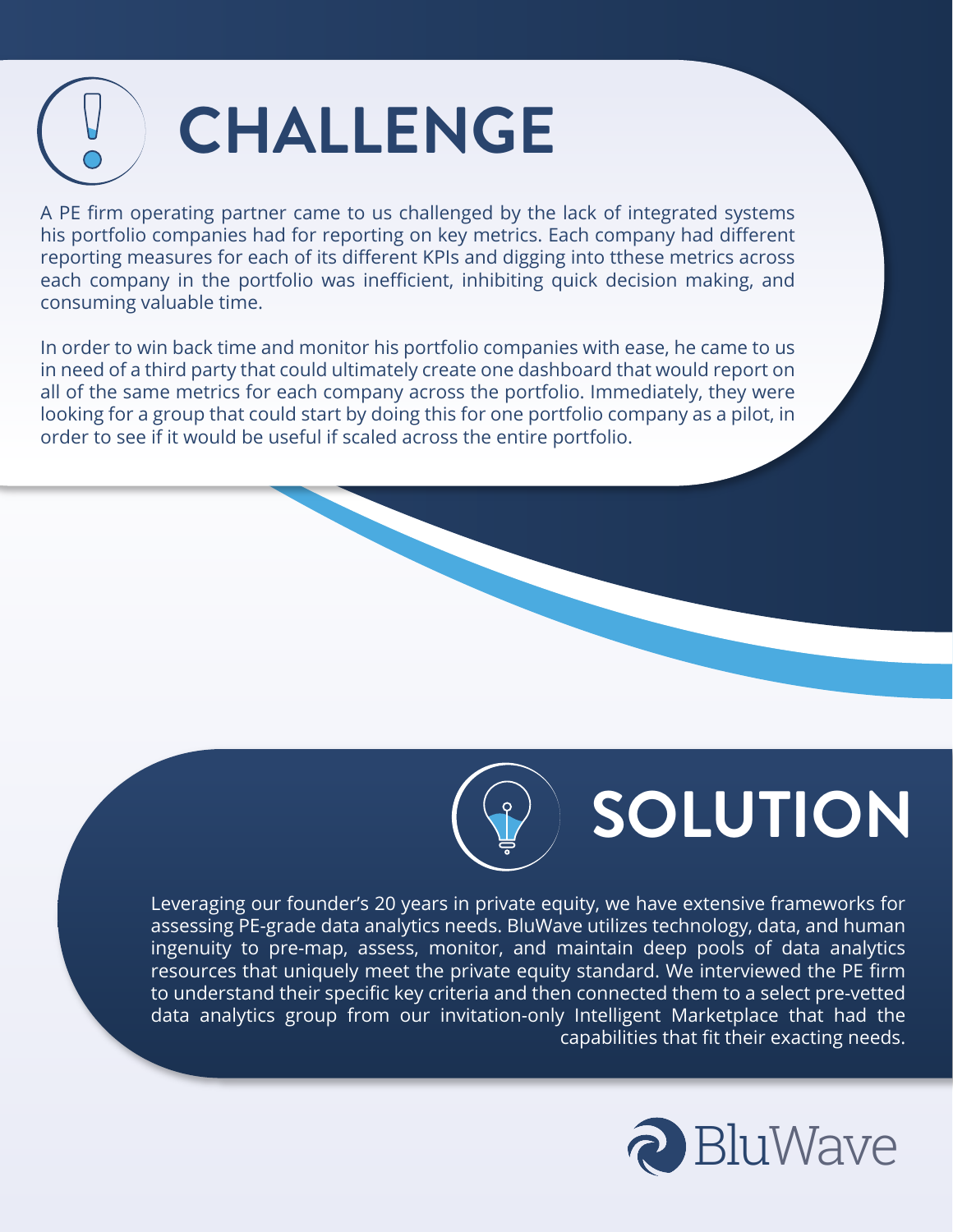# CHALLENGE

A PE firm operating partner came to us challenged by the lack of integrated systems his portfolio companies had for reporting on key metrics. Each company had different reporting measures for each of its different KPIs and digging into tthese metrics across each company in the portfolio was inefficient, inhibiting quick decision making, and consuming valuable time.

In order to win back time and monitor his portfolio companies with ease, he came to us in need of a third party that could ultimately create one dashboard that would report on all of the same metrics for each company across the portfolio. Immediately, they were looking for a group that could start by doing this for one portfolio company as a pilot, in order to see if it would be useful if scaled across the entire portfolio.

# SOLUTION

Leveraging our founder's 20 years in private equity, we have extensive frameworks for assessing PE-grade data analytics needs. BluWave utilizes technology, data, and human ingenuity to pre-map, assess, monitor, and maintain deep pools of data analytics resources that uniquely meet the private equity standard. We interviewed the PE firm to understand their specific key criteria and then connected them to a select pre-vetted data analytics group from our invitation-only Intelligent Marketplace that had the capabilities that fit their exacting needs.

BluWave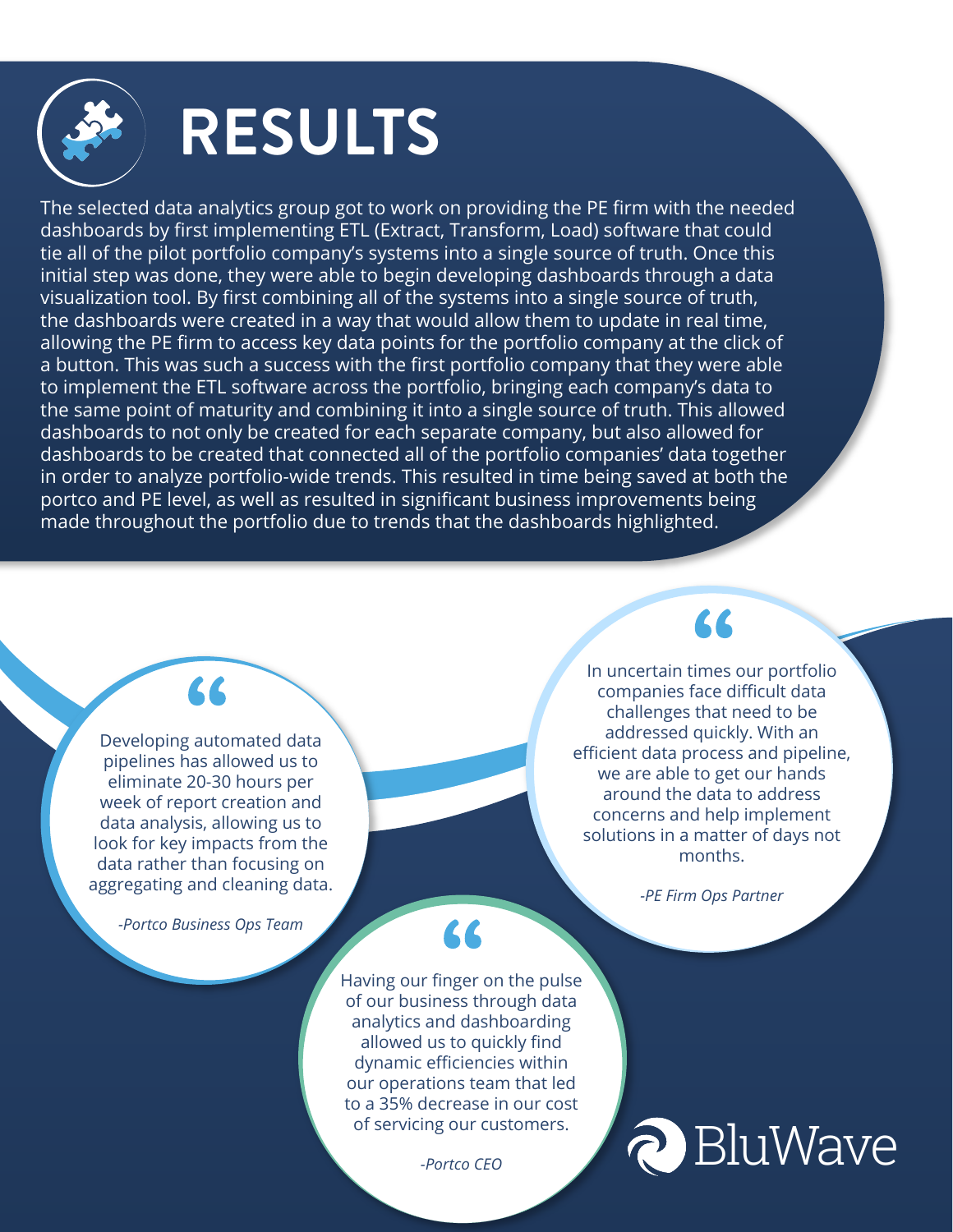# RESULTS

The selected data analytics group got to work on providing the PE firm with the needed dashboards by first implementing ETL (Extract, Transform, Load) software that could tie all of the pilot portfolio company's systems into a single source of truth. Once this initial step was done, they were able to begin developing dashboards through a data visualization tool. By first combining all of the systems into a single source of truth, the dashboards were created in a way that would allow them to update in real time, allowing the PE firm to access key data points for the portfolio company at the click of a button. This was such a success with the first portfolio company that they were able to implement the ETL software across the portfolio, bringing each company's data to the same point of maturity and combining it into a single source of truth. This allowed dashboards to not only be created for each separate company, but also allowed for dashboards to be created that connected all of the portfolio companies' data together in order to analyze portfolio-wide trends. This resulted in time being saved at both the portco and PE level, as well as resulted in significant business improvements being made throughout the portfolio due to trends that the dashboards highlighted.

> "Developing automated data pipelines has allowed us to eliminate 20-30 hours per week of report creation and data analysis, allowing us to look for key impacts from the data rather than focusing on aggregating and cleaning data.
>
> *-Portco Business Ops Team*

> "In uncertain times our portfolio companies face difficult data challenges that need to be addressed quickly. With an efficient data process and pipeline, we are able to get our hands around the data to address concerns and help implement solutions in a matter of days not months.
>
> *-PE Firm Ops Partner*

> "Having our finger on the pulse of our business through data analytics and dashboarding allowed us to quickly find dynamic efficiencies within our operations team that led to a 35% decrease in our cost of servicing our customers.
>
> *-Portco CEO*

BluWave